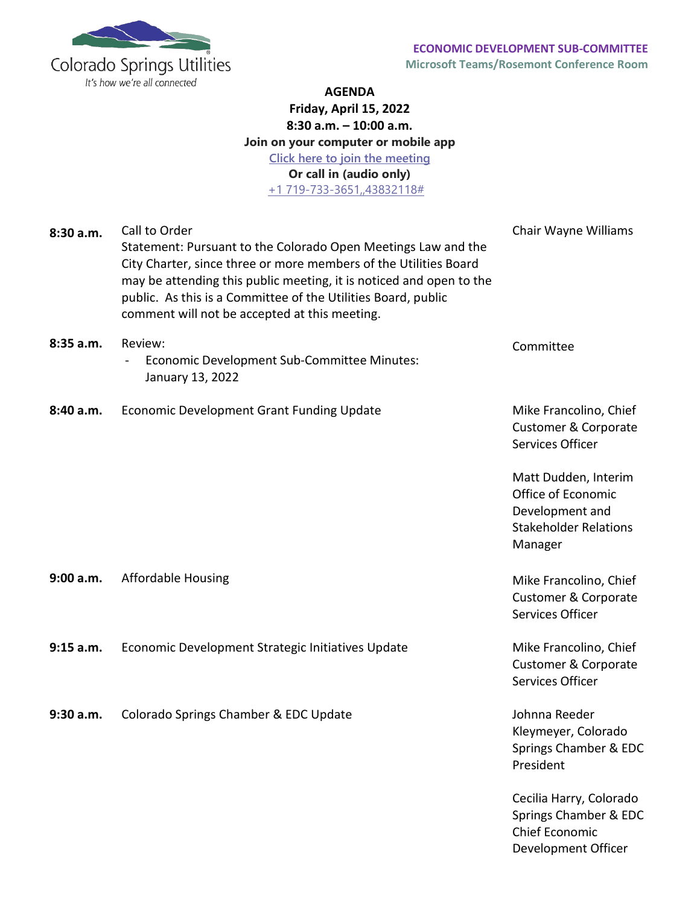Colorado Springs Utilities
*It's how we're all connected*

**ECONOMIC DEVELOPMENT SUB-COMMITTEE**
**Microsoft Teams/Rosemont Conference Room**

**AGENDA**
**Friday, April 15, 2022**
**8:30 a.m. – 10:00 a.m.**
**Join on your computer or mobile app**
Click here to join the meeting
**Or call in (audio only)**
+1 719-733-3651,,43832118#

| Time | Item | Presenter |
|---|---|---|
| **8:30 a.m.** | Call to Order<br>Statement: Pursuant to the Colorado Open Meetings Law and the City Charter, since three or more members of the Utilities Board may be attending this public meeting, it is noticed and open to the public. As this is a Committee of the Utilities Board, public comment will not be accepted at this meeting. | Chair Wayne Williams |
| **8:35 a.m.** | Review:<br>- Economic Development Sub-Committee Minutes: January 13, 2022 | Committee |
| **8:40 a.m.** | Economic Development Grant Funding Update | Mike Francolino, Chief Customer & Corporate Services Officer<br><br>Matt Dudden, Interim Office of Economic Development and Stakeholder Relations Manager |
| **9:00 a.m.** | Affordable Housing | Mike Francolino, Chief Customer & Corporate Services Officer |
| **9:15 a.m.** | Economic Development Strategic Initiatives Update | Mike Francolino, Chief Customer & Corporate Services Officer |
| **9:30 a.m.** | Colorado Springs Chamber & EDC Update | Johnna Reeder Kleymeyer, Colorado Springs Chamber & EDC President<br><br>Cecilia Harry, Colorado Springs Chamber & EDC Chief Economic Development Officer |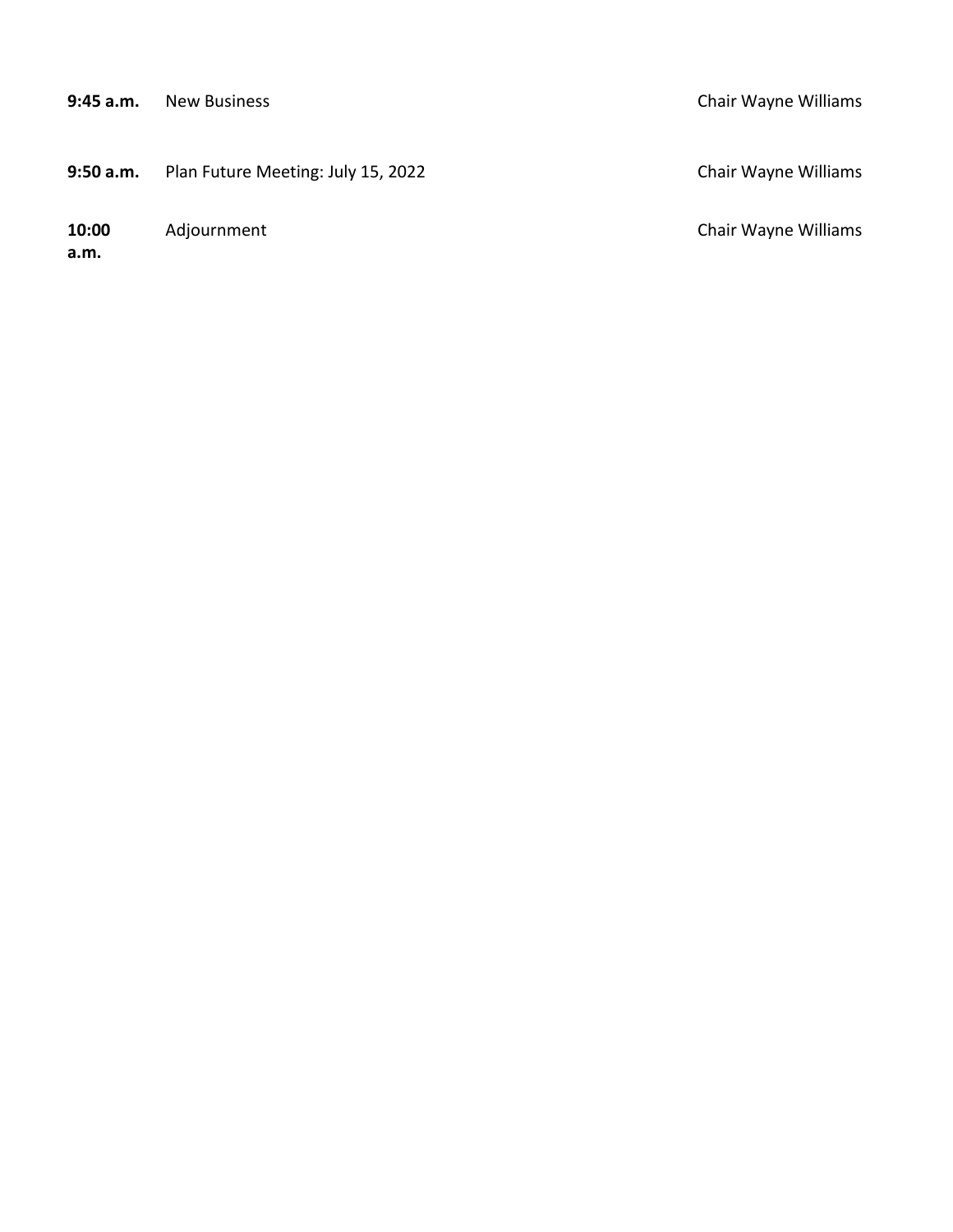| | | |
|---|---|---|
| **9:45 a.m.** | New Business | Chair Wayne Williams |
| **9:50 a.m.** | Plan Future Meeting: July 15, 2022 | Chair Wayne Williams |
| **10:00 a.m.** | Adjournment | Chair Wayne Williams |